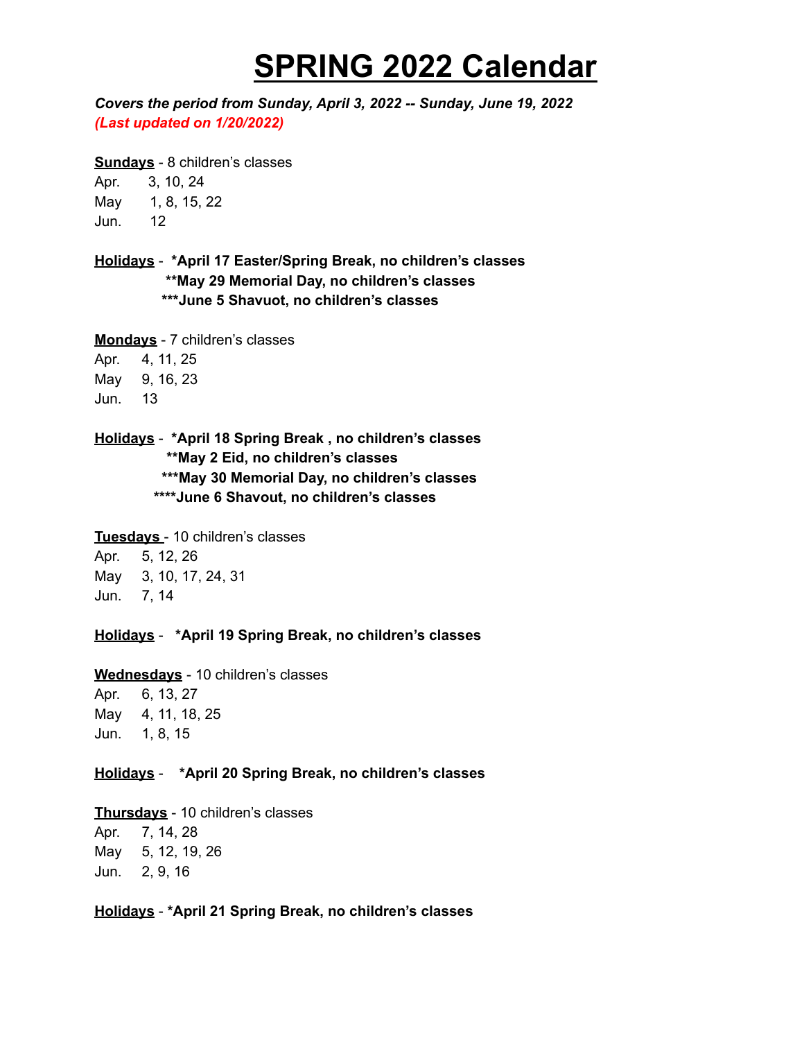# SPRING 2022 Calendar

***Covers the period from Sunday, April 3, 2022 -- Sunday, June 19, 2022***
***(Last updated on 1/20/2022)***

**Sundays** - 8 children's classes
Apr. 3, 10, 24
May 1, 8, 15, 22
Jun. 12

**Holidays** - **\*April 17 Easter/Spring Break, no children's classes**
**\*\*May 29 Memorial Day, no children's classes**
**\*\*\*June 5 Shavuot, no children's classes**

**Mondays** - 7 children's classes
Apr. 4, 11, 25
May 9, 16, 23
Jun. 13

**Holidays** - **\*April 18 Spring Break , no children's classes**
**\*\*May 2 Eid, no children's classes**
**\*\*\*May 30 Memorial Day, no children's classes**
**\*\*\*\*June 6 Shavout, no children's classes**

**Tuesdays** - 10 children's classes
Apr. 5, 12, 26
May 3, 10, 17, 24, 31
Jun. 7, 14

**Holidays** - **\*April 19 Spring Break, no children's classes**

**Wednesdays** - 10 children's classes
Apr. 6, 13, 27
May 4, 11, 18, 25
Jun. 1, 8, 15

**Holidays** - **\*April 20 Spring Break, no children's classes**

**Thursdays** - 10 children's classes
Apr. 7, 14, 28
May 5, 12, 19, 26
Jun. 2, 9, 16

**Holidays** - **\*April 21 Spring Break, no children's classes**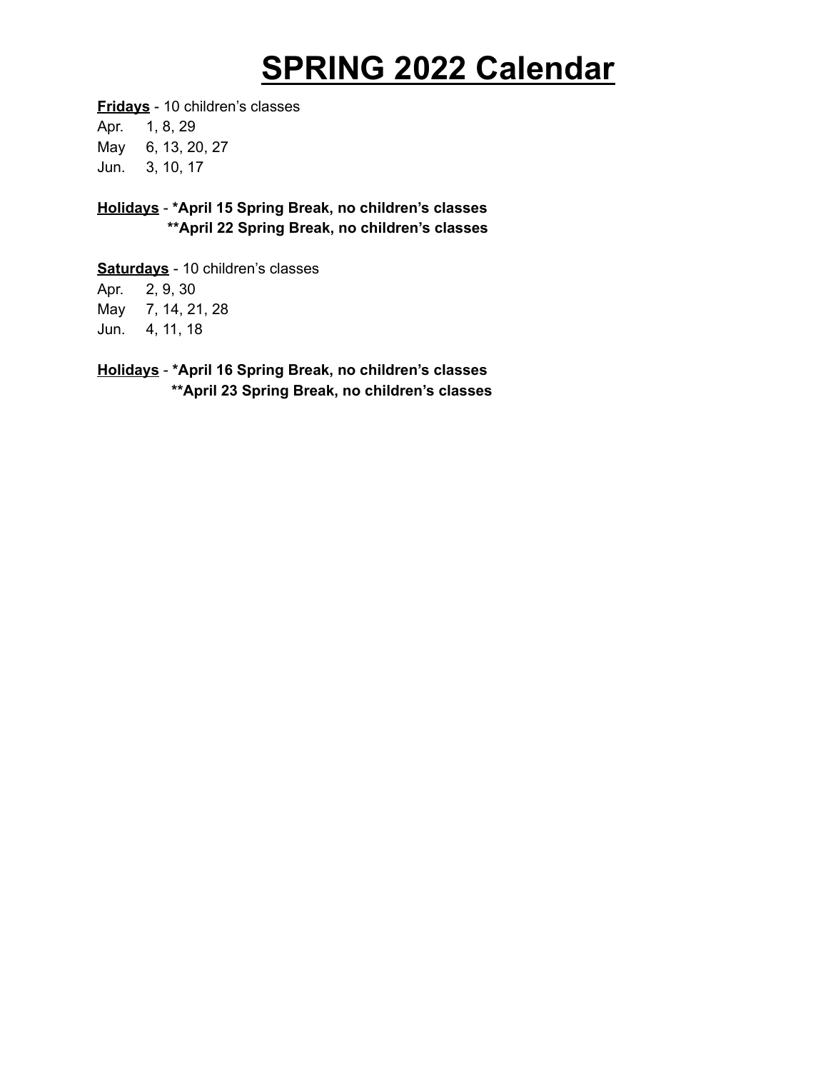# SPRING 2022 Calendar

**Fridays** - 10 children's classes

Apr. 1, 8, 29
May 6, 13, 20, 27
Jun. 3, 10, 17

**Holidays** - **\*April 15 Spring Break, no children's classes**
**\*\*April 22 Spring Break, no children's classes**

**Saturdays** - 10 children's classes

Apr. 2, 9, 30
May 7, 14, 21, 28
Jun. 4, 11, 18

**Holidays** - **\*April 16 Spring Break, no children's classes**
**\*\*April 23 Spring Break, no children's classes**